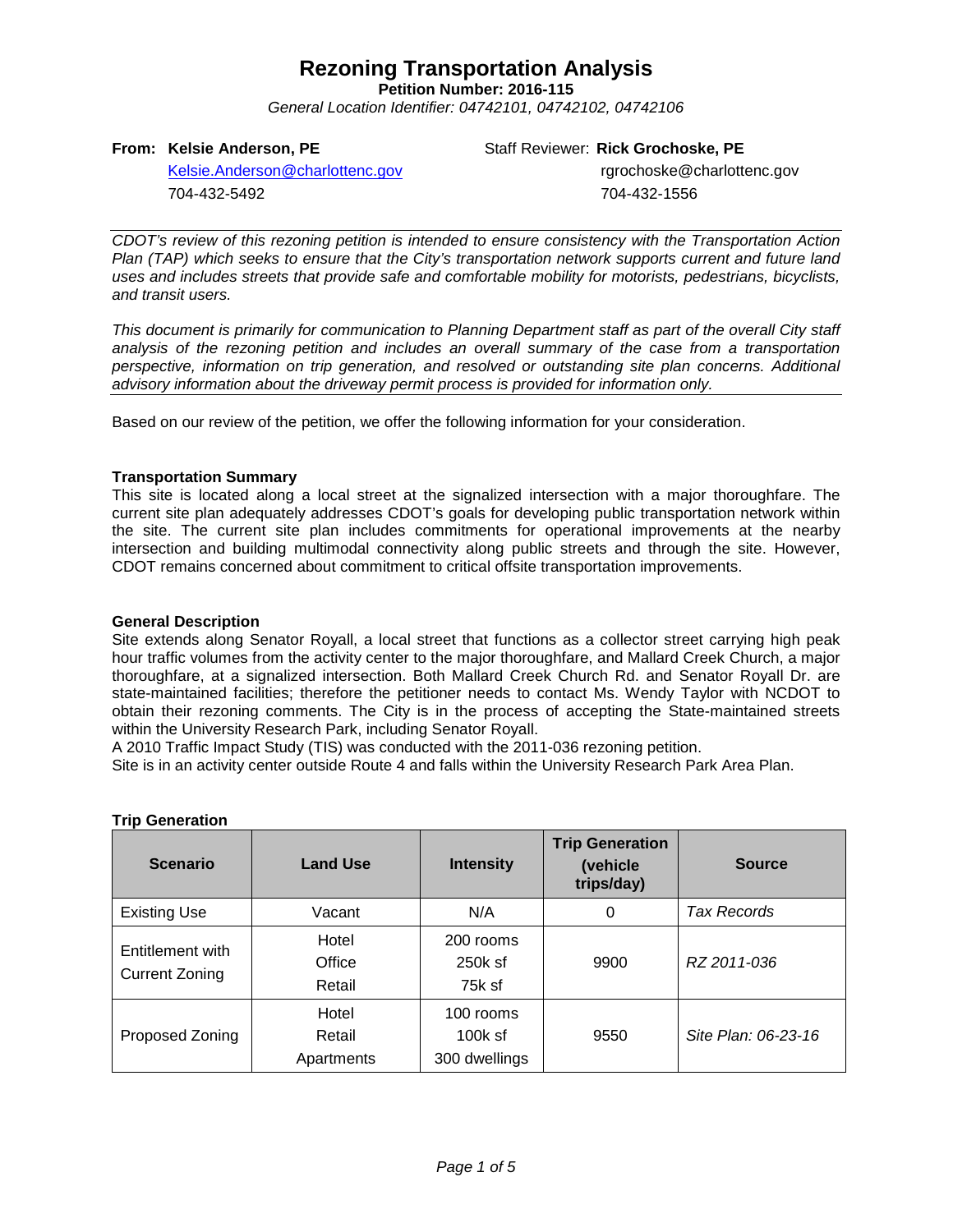# Rezoning Transportation Analysis

**Petition Number: 2016-115**

*General Location Identifier: 04742101, 04742102, 04742106*

**From: Kelsie Anderson, PE**
Kelsie.Anderson@charlottenc.gov
704-432-5492

Staff Reviewer: **Rick Grochoske, PE**
rgrochoske@charlottenc.gov
704-432-1556

---

*CDOT's review of this rezoning petition is intended to ensure consistency with the Transportation Action Plan (TAP) which seeks to ensure that the City's transportation network supports current and future land uses and includes streets that provide safe and comfortable mobility for motorists, pedestrians, bicyclists, and transit users.*

*This document is primarily for communication to Planning Department staff as part of the overall City staff analysis of the rezoning petition and includes an overall summary of the case from a transportation perspective, information on trip generation, and resolved or outstanding site plan concerns. Additional advisory information about the driveway permit process is provided for information only.*

---

Based on our review of the petition, we offer the following information for your consideration.

**Transportation Summary**

This site is located along a local street at the signalized intersection with a major thoroughfare. The current site plan adequately addresses CDOT's goals for developing public transportation network within the site. The current site plan includes commitments for operational improvements at the nearby intersection and building multimodal connectivity along public streets and through the site. However, CDOT remains concerned about commitment to critical offsite transportation improvements.

**General Description**

Site extends along Senator Royall, a local street that functions as a collector street carrying high peak hour traffic volumes from the activity center to the major thoroughfare, and Mallard Creek Church, a major thoroughfare, at a signalized intersection. Both Mallard Creek Church Rd. and Senator Royall Dr. are state-maintained facilities; therefore the petitioner needs to contact Ms. Wendy Taylor with NCDOT to obtain their rezoning comments. The City is in the process of accepting the State-maintained streets within the University Research Park, including Senator Royall.

A 2010 Traffic Impact Study (TIS) was conducted with the 2011-036 rezoning petition.

Site is in an activity center outside Route 4 and falls within the University Research Park Area Plan.

**Trip Generation**

| Scenario | Land Use | Intensity | Trip Generation (vehicle trips/day) | Source |
|---|---|---|---|---|
| Existing Use | Vacant | N/A | 0 | *Tax Records* |
| Entitlement with Current Zoning | Hotel<br>Office<br>Retail | 200 rooms<br>250k sf<br>75k sf | 9900 | *RZ 2011-036* |
| Proposed Zoning | Hotel<br>Retail<br>Apartments | 100 rooms<br>100k sf<br>300 dwellings | 9550 | *Site Plan: 06-23-16* |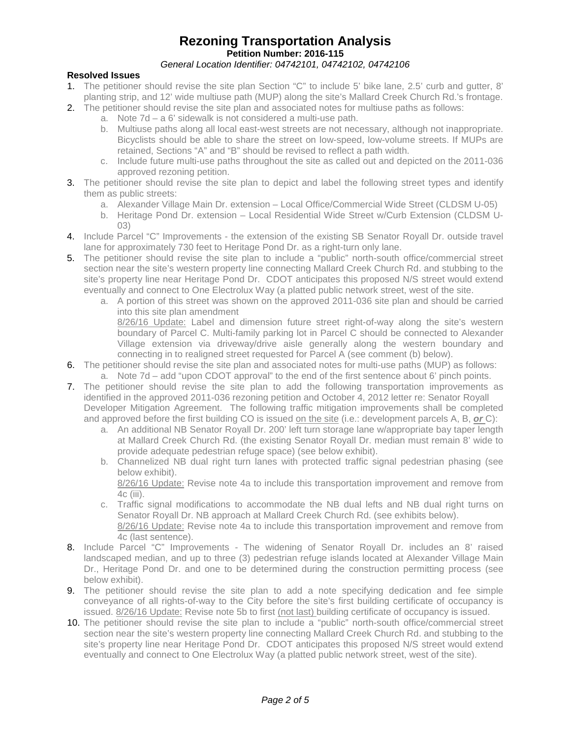# Rezoning Transportation Analysis

**Petition Number: 2016-115**

*General Location Identifier: 04742101, 04742102, 04742106*

### Resolved Issues

1. The petitioner should revise the site plan Section "C" to include 5' bike lane, 2.5' curb and gutter, 8' planting strip, and 12' wide multiuse path (MUP) along the site's Mallard Creek Church Rd.'s frontage.
2. The petitioner should revise the site plan and associated notes for multiuse paths as follows:
   a. Note 7d – a 6' sidewalk is not considered a multi-use path.
   b. Multiuse paths along all local east-west streets are not necessary, although not inappropriate. Bicyclists should be able to share the street on low-speed, low-volume streets. If MUPs are retained, Sections "A" and "B" should be revised to reflect a path width.
   c. Include future multi-use paths throughout the site as called out and depicted on the 2011-036 approved rezoning petition.
3. The petitioner should revise the site plan to depict and label the following street types and identify them as public streets:
   a. Alexander Village Main Dr. extension – Local Office/Commercial Wide Street (CLDSM U-05)
   b. Heritage Pond Dr. extension – Local Residential Wide Street w/Curb Extension (CLDSM U-03)
4. Include Parcel "C" Improvements - the extension of the existing SB Senator Royall Dr. outside travel lane for approximately 730 feet to Heritage Pond Dr. as a right-turn only lane.
5. The petitioner should revise the site plan to include a "public" north-south office/commercial street section near the site's western property line connecting Mallard Creek Church Rd. and stubbing to the site's property line near Heritage Pond Dr. CDOT anticipates this proposed N/S street would extend eventually and connect to One Electrolux Way (a platted public network street, west of the site.
   a. A portion of this street was shown on the approved 2011-036 site plan and should be carried into this site plan amendment
      8/26/16 Update: Label and dimension future street right-of-way along the site's western boundary of Parcel C. Multi-family parking lot in Parcel C should be connected to Alexander Village extension via driveway/drive aisle generally along the western boundary and connecting in to realigned street requested for Parcel A (see comment (b) below).
6. The petitioner should revise the site plan and associated notes for multi-use paths (MUP) as follows:
   a. Note 7d – add "upon CDOT approval" to the end of the first sentence about 6' pinch points.
7. The petitioner should revise the site plan to add the following transportation improvements as identified in the approved 2011-036 rezoning petition and October 4, 2012 letter re: Senator Royall Developer Mitigation Agreement. The following traffic mitigation improvements shall be completed and approved before the first building CO is issued on the site (i.e.: development parcels A, B, ***or*** C):
   a. An additional NB Senator Royall Dr. 200' left turn storage lane w/appropriate bay taper length at Mallard Creek Church Rd. (the existing Senator Royall Dr. median must remain 8' wide to provide adequate pedestrian refuge space) (see below exhibit).
   b. Channelized NB dual right turn lanes with protected traffic signal pedestrian phasing (see below exhibit).
      8/26/16 Update: Revise note 4a to include this transportation improvement and remove from 4c (iii).
   c. Traffic signal modifications to accommodate the NB dual lefts and NB dual right turns on Senator Royall Dr. NB approach at Mallard Creek Church Rd. (see exhibits below).
      8/26/16 Update: Revise note 4a to include this transportation improvement and remove from 4c (last sentence).
8. Include Parcel "C" Improvements - The widening of Senator Royall Dr. includes an 8' raised landscaped median, and up to three (3) pedestrian refuge islands located at Alexander Village Main Dr., Heritage Pond Dr. and one to be determined during the construction permitting process (see below exhibit).
9. The petitioner should revise the site plan to add a note specifying dedication and fee simple conveyance of all rights-of-way to the City before the site's first building certificate of occupancy is issued. 8/26/16 Update: Revise note 5b to first (not last) building certificate of occupancy is issued.
10. The petitioner should revise the site plan to include a "public" north-south office/commercial street section near the site's western property line connecting Mallard Creek Church Rd. and stubbing to the site's property line near Heritage Pond Dr. CDOT anticipates this proposed N/S street would extend eventually and connect to One Electrolux Way (a platted public network street, west of the site).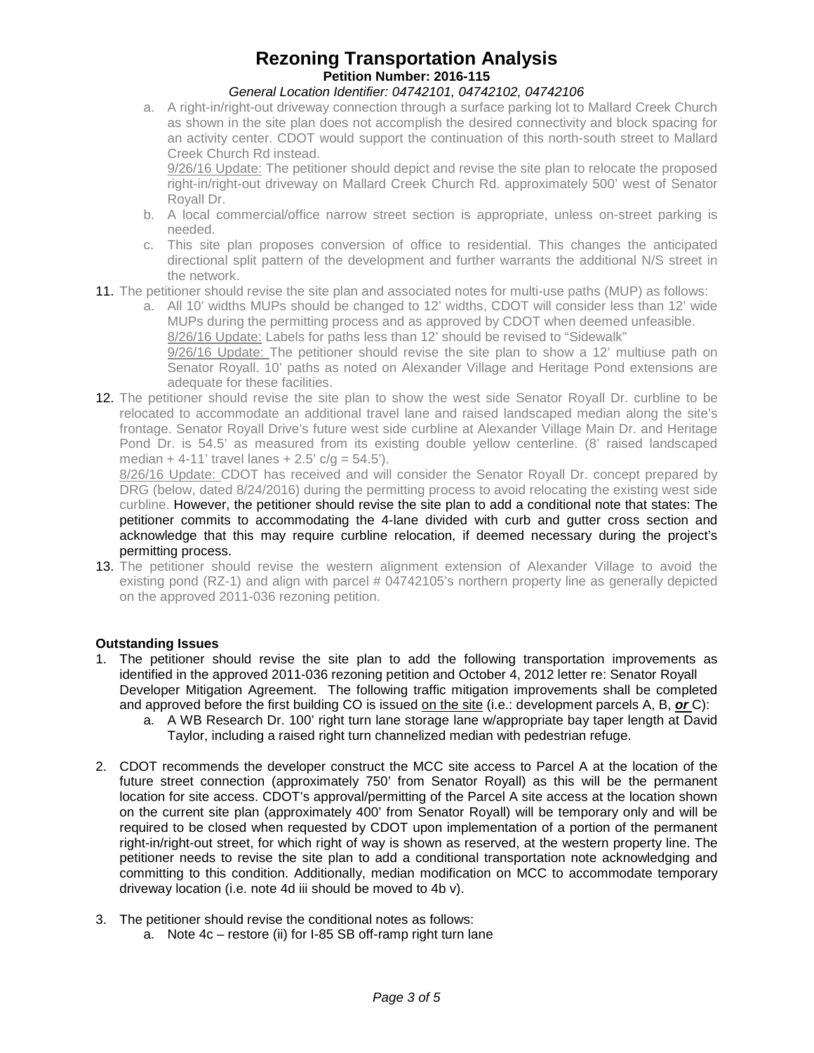# Rezoning Transportation Analysis

**Petition Number: 2016-115**

*General Location Identifier: 04742101, 04742102, 04742106*

   a. A right-in/right-out driveway connection through a surface parking lot to Mallard Creek Church as shown in the site plan does not accomplish the desired connectivity and block spacing for an activity center. CDOT would support the continuation of this north-south street to Mallard Creek Church Rd instead.
   9/26/16 Update: The petitioner should depict and revise the site plan to relocate the proposed right-in/right-out driveway on Mallard Creek Church Rd. approximately 500' west of Senator Royall Dr.
   b. A local commercial/office narrow street section is appropriate, unless on-street parking is needed.
   c. This site plan proposes conversion of office to residential. This changes the anticipated directional split pattern of the development and further warrants the additional N/S street in the network.

11. The petitioner should revise the site plan and associated notes for multi-use paths (MUP) as follows:
   a. All 10' widths MUPs should be changed to 12' widths, CDOT will consider less than 12' wide MUPs during the permitting process and as approved by CDOT when deemed unfeasible.
   8/26/16 Update: Labels for paths less than 12' should be revised to "Sidewalk"
   9/26/16 Update: The petitioner should revise the site plan to show a 12' multiuse path on Senator Royall. 10' paths as noted on Alexander Village and Heritage Pond extensions are adequate for these facilities.

12. The petitioner should revise the site plan to show the west side Senator Royall Dr. curbline to be relocated to accommodate an additional travel lane and raised landscaped median along the site's frontage. Senator Royall Drive's future west side curbline at Alexander Village Main Dr. and Heritage Pond Dr. is 54.5' as measured from its existing double yellow centerline. (8' raised landscaped median + 4-11' travel lanes + 2.5' c/g = 54.5').
   8/26/16 Update: CDOT has received and will consider the Senator Royall Dr. concept prepared by DRG (below, dated 8/24/2016) during the permitting process to avoid relocating the existing west side curbline. However, the petitioner should revise the site plan to add a conditional note that states: The petitioner commits to accommodating the 4-lane divided with curb and gutter cross section and acknowledge that this may require curbline relocation, if deemed necessary during the project's permitting process.

13. The petitioner should revise the western alignment extension of Alexander Village to avoid the existing pond (RZ-1) and align with parcel # 04742105's northern property line as generally depicted on the approved 2011-036 rezoning petition.

**Outstanding Issues**

1. The petitioner should revise the site plan to add the following transportation improvements as identified in the approved 2011-036 rezoning petition and October 4, 2012 letter re: Senator Royall Developer Mitigation Agreement. The following traffic mitigation improvements shall be completed and approved before the first building CO is issued on the site (i.e.: development parcels A, B, ***or*** C):
   a. A WB Research Dr. 100' right turn lane storage lane w/appropriate bay taper length at David Taylor, including a raised right turn channelized median with pedestrian refuge.

2. CDOT recommends the developer construct the MCC site access to Parcel A at the location of the future street connection (approximately 750' from Senator Royall) as this will be the permanent location for site access. CDOT's approval/permitting of the Parcel A site access at the location shown on the current site plan (approximately 400' from Senator Royall) will be temporary only and will be required to be closed when requested by CDOT upon implementation of a portion of the permanent right-in/right-out street, for which right of way is shown as reserved, at the western property line. The petitioner needs to revise the site plan to add a conditional transportation note acknowledging and committing to this condition. Additionally, median modification on MCC to accommodate temporary driveway location (i.e. note 4d iii should be moved to 4b v).

3. The petitioner should revise the conditional notes as follows:
   a. Note 4c – restore (ii) for I-85 SB off-ramp right turn lane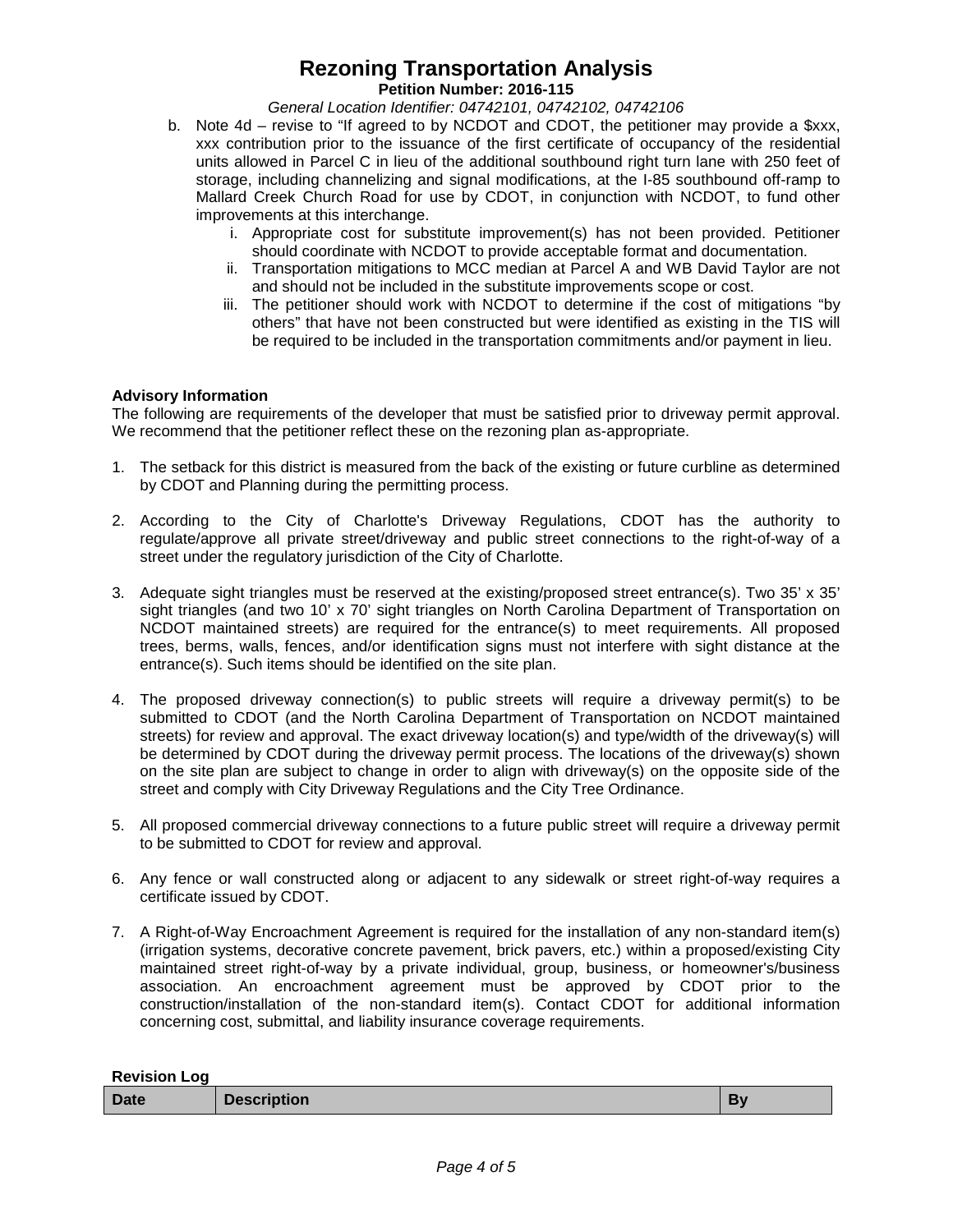b. Note 4d – revise to "If agreed to by NCDOT and CDOT, the petitioner may provide a $xxx, xxx contribution prior to the issuance of the first certificate of occupancy of the residential units allowed in Parcel C in lieu of the additional southbound right turn lane with 250 feet of storage, including channelizing and signal modifications, at the I-85 southbound off-ramp to Mallard Creek Church Road for use by CDOT, in conjunction with NCDOT, to fund other improvements at this interchange.

   i. Appropriate cost for substitute improvement(s) has not been provided. Petitioner should coordinate with NCDOT to provide acceptable format and documentation.

   ii. Transportation mitigations to MCC median at Parcel A and WB David Taylor are not and should not be included in the substitute improvements scope or cost.

   iii. The petitioner should work with NCDOT to determine if the cost of mitigations "by others" that have not been constructed but were identified as existing in the TIS will be required to be included in the transportation commitments and/or payment in lieu.

**Advisory Information**

The following are requirements of the developer that must be satisfied prior to driveway permit approval. We recommend that the petitioner reflect these on the rezoning plan as-appropriate.

1. The setback for this district is measured from the back of the existing or future curbline as determined by CDOT and Planning during the permitting process.

2. According to the City of Charlotte's Driveway Regulations, CDOT has the authority to regulate/approve all private street/driveway and public street connections to the right-of-way of a street under the regulatory jurisdiction of the City of Charlotte.

3. Adequate sight triangles must be reserved at the existing/proposed street entrance(s). Two 35' x 35' sight triangles (and two 10' x 70' sight triangles on North Carolina Department of Transportation on NCDOT maintained streets) are required for the entrance(s) to meet requirements. All proposed trees, berms, walls, fences, and/or identification signs must not interfere with sight distance at the entrance(s). Such items should be identified on the site plan.

4. The proposed driveway connection(s) to public streets will require a driveway permit(s) to be submitted to CDOT (and the North Carolina Department of Transportation on NCDOT maintained streets) for review and approval. The exact driveway location(s) and type/width of the driveway(s) will be determined by CDOT during the driveway permit process. The locations of the driveway(s) shown on the site plan are subject to change in order to align with driveway(s) on the opposite side of the street and comply with City Driveway Regulations and the City Tree Ordinance.

5. All proposed commercial driveway connections to a future public street will require a driveway permit to be submitted to CDOT for review and approval.

6. Any fence or wall constructed along or adjacent to any sidewalk or street right-of-way requires a certificate issued by CDOT.

7. A Right-of-Way Encroachment Agreement is required for the installation of any non-standard item(s) (irrigation systems, decorative concrete pavement, brick pavers, etc.) within a proposed/existing City maintained street right-of-way by a private individual, group, business, or homeowner's/business association. An encroachment agreement must be approved by CDOT prior to the construction/installation of the non-standard item(s). Contact CDOT for additional information concerning cost, submittal, and liability insurance coverage requirements.

**Revision Log**

| Date | Description | By |
|---|---|---|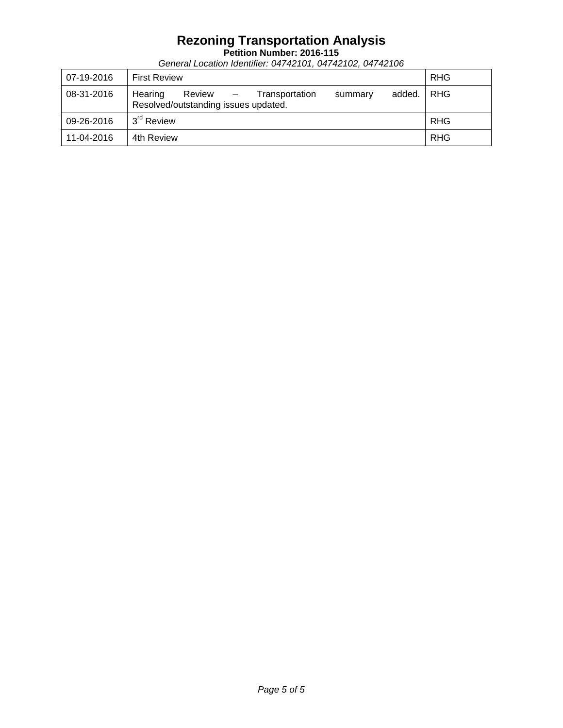| | | |
|---|---|---|
| 07-19-2016 | First Review | RHG |
| 08-31-2016 | Hearing Review – Transportation summary added. Resolved/outstanding issues updated. | RHG |
| 09-26-2016 | 3rd Review | RHG |
| 11-04-2016 | 4th Review | RHG |